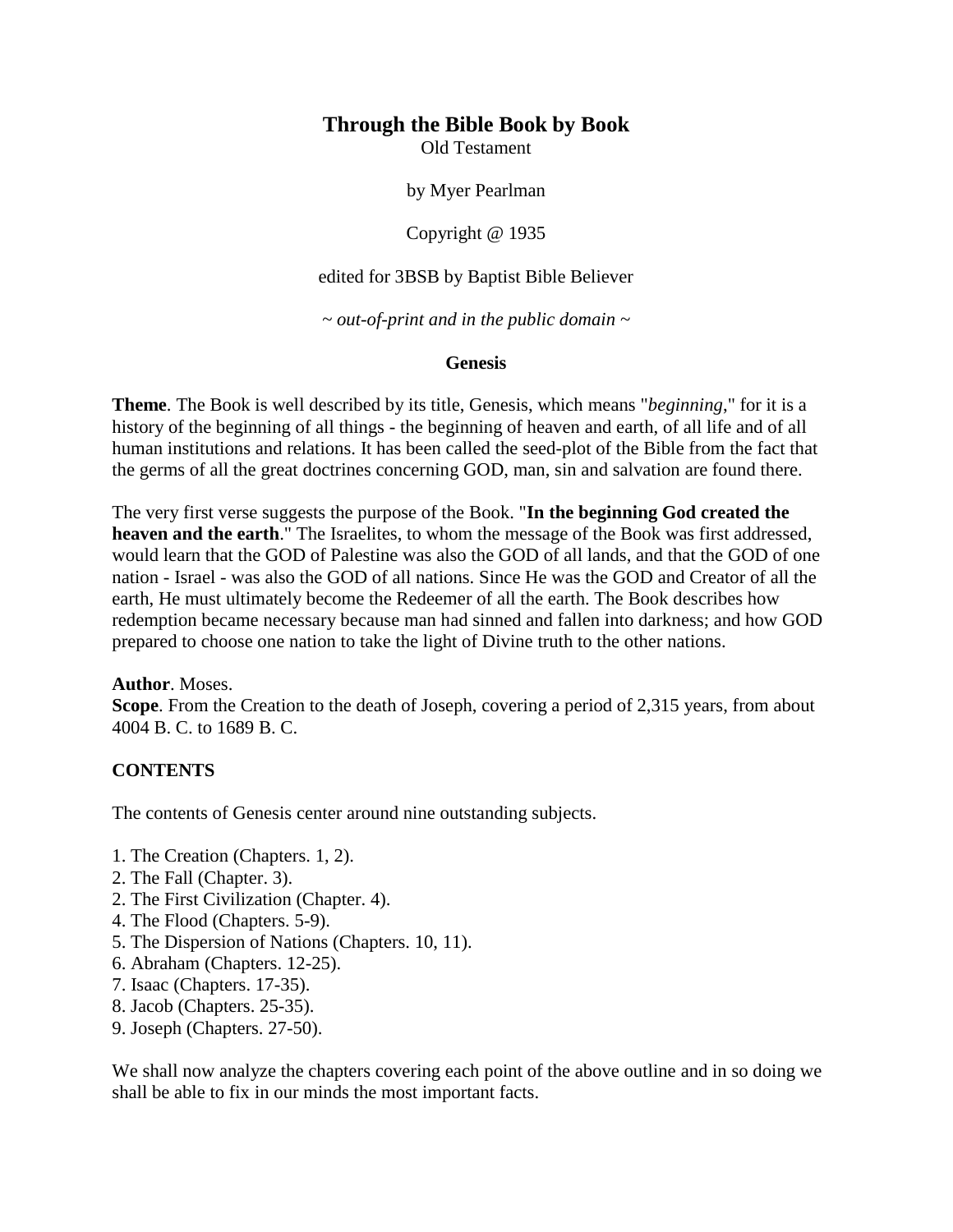# Through the Bible Book by Book

Old Testament

by Myer Pearlman

Copyright @ 1935

edited for 3BSB by Baptist Bible Believer

~ *out-of-print and in the public domain* ~

## Genesis

**Theme**. The Book is well described by its title, Genesis, which means "*beginning*," for it is a history of the beginning of all things - the beginning of heaven and earth, of all life and of all human institutions and relations. It has been called the seed-plot of the Bible from the fact that the germs of all the great doctrines concerning GOD, man, sin and salvation are found there.

The very first verse suggests the purpose of the Book. "**In the beginning God created the heaven and the earth**." The Israelites, to whom the message of the Book was first addressed, would learn that the GOD of Palestine was also the GOD of all lands, and that the GOD of one nation - Israel - was also the GOD of all nations. Since He was the GOD and Creator of all the earth, He must ultimately become the Redeemer of all the earth. The Book describes how redemption became necessary because man had sinned and fallen into darkness; and how GOD prepared to choose one nation to take the light of Divine truth to the other nations.

**Author**. Moses.  
**Scope**. From the Creation to the death of Joseph, covering a period of 2,315 years, from about 4004 B. C. to 1689 B. C.

**CONTENTS**

The contents of Genesis center around nine outstanding subjects.

1. The Creation (Chapters. 1, 2).
2. The Fall (Chapter. 3).
2. The First Civilization (Chapter. 4).
4. The Flood (Chapters. 5-9).
5. The Dispersion of Nations (Chapters. 10, 11).
6. Abraham (Chapters. 12-25).
7. Isaac (Chapters. 17-35).
8. Jacob (Chapters. 25-35).
9. Joseph (Chapters. 27-50).

We shall now analyze the chapters covering each point of the above outline and in so doing we shall be able to fix in our minds the most important facts.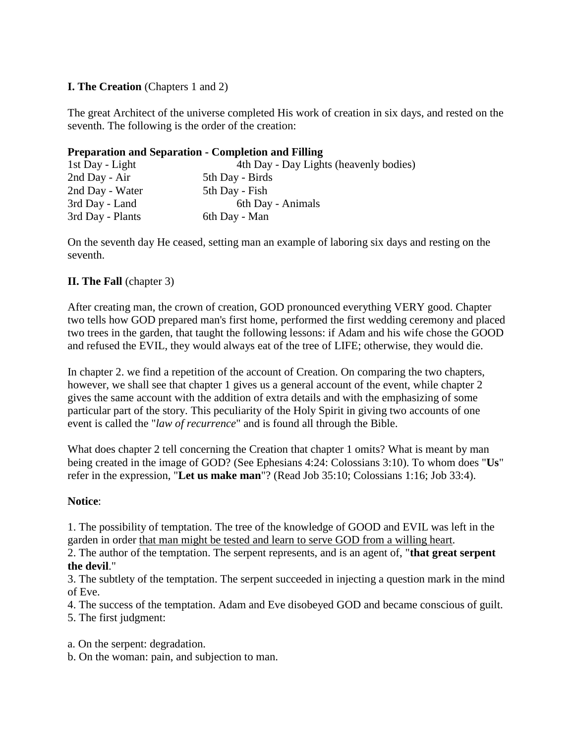**I. The Creation** (Chapters 1 and 2)

The great Architect of the universe completed His work of creation in six days, and rested on the seventh. The following is the order of the creation:

| **Preparation and Separation** | **Completion and Filling** |
| --- | --- |
| 1st Day - Light | 4th Day - Day Lights (heavenly bodies) |
| 2nd Day - Air | 5th Day - Birds |
| 2nd Day - Water | 5th Day - Fish |
| 3rd Day - Land | 6th Day - Animals |
| 3rd Day - Plants | 6th Day - Man |

On the seventh day He ceased, setting man an example of laboring six days and resting on the seventh.

**II. The Fall** (chapter 3)

After creating man, the crown of creation, GOD pronounced everything VERY good. Chapter two tells how GOD prepared man's first home, performed the first wedding ceremony and placed two trees in the garden, that taught the following lessons: if Adam and his wife chose the GOOD and refused the EVIL, they would always eat of the tree of LIFE; otherwise, they would die.

In chapter 2. we find a repetition of the account of Creation. On comparing the two chapters, however, we shall see that chapter 1 gives us a general account of the event, while chapter 2 gives the same account with the addition of extra details and with the emphasizing of some particular part of the story. This peculiarity of the Holy Spirit in giving two accounts of one event is called the "*law of recurrence*" and is found all through the Bible.

What does chapter 2 tell concerning the Creation that chapter 1 omits? What is meant by man being created in the image of GOD? (See Ephesians 4:24: Colossians 3:10). To whom does "**Us**" refer in the expression, "**Let us make man**"? (Read Job 35:10; Colossians 1:16; Job 33:4).

**Notice**:

1. The possibility of temptation. The tree of the knowledge of GOOD and EVIL was left in the garden in order <u>that man might be tested and learn to serve GOD from a willing heart</u>.
2. The author of the temptation. The serpent represents, and is an agent of, "**that great serpent the devil**."
3. The subtlety of the temptation. The serpent succeeded in injecting a question mark in the mind of Eve.
4. The success of the temptation. Adam and Eve disobeyed GOD and became conscious of guilt.
5. The first judgment:

a. On the serpent: degradation.
b. On the woman: pain, and subjection to man.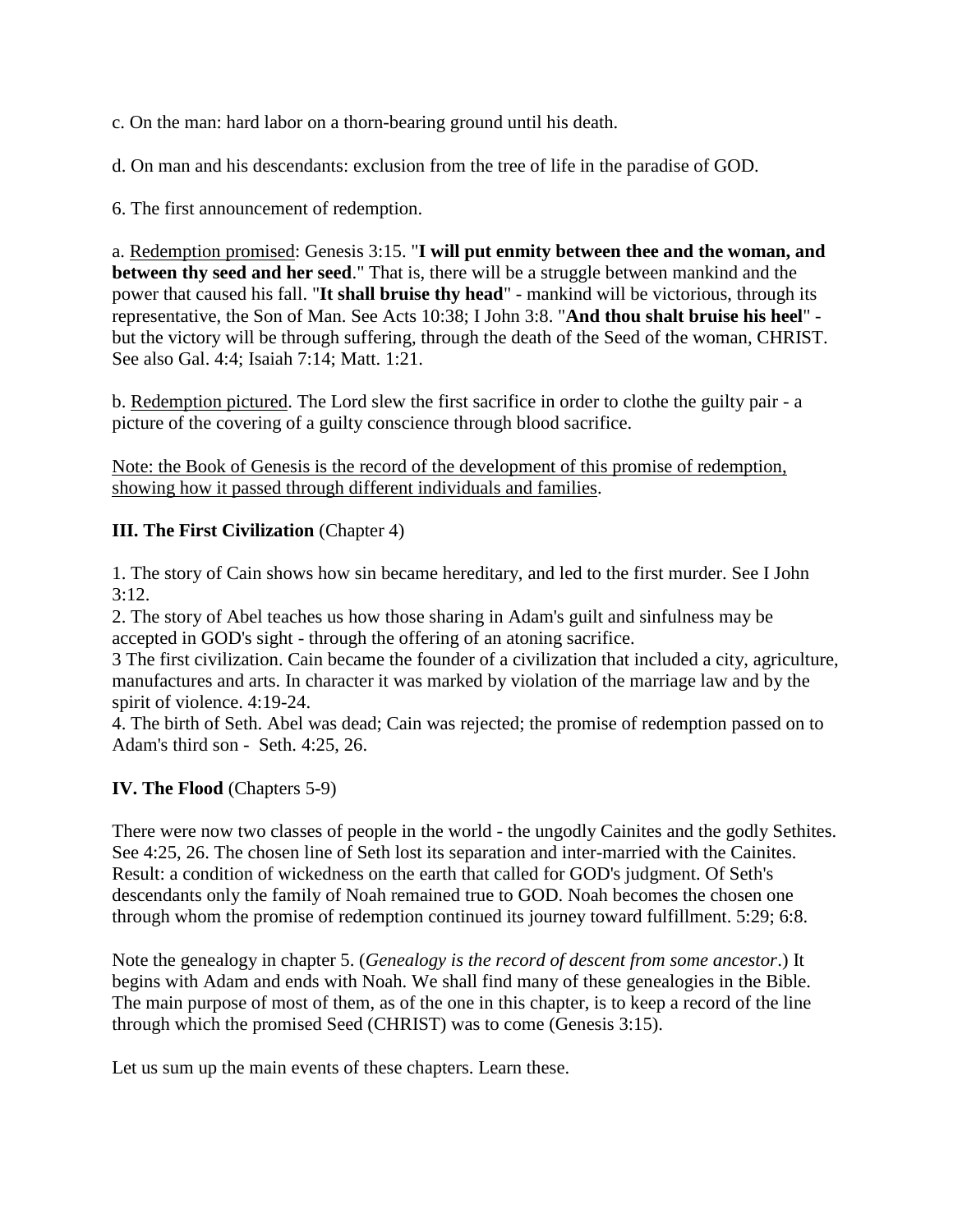c. On the man: hard labor on a thorn-bearing ground until his death.

d. On man and his descendants: exclusion from the tree of life in the paradise of GOD.

6. The first announcement of redemption.

a. <u>Redemption promised</u>: Genesis 3:15. "**I will put enmity between thee and the woman, and between thy seed and her seed**." That is, there will be a struggle between mankind and the power that caused his fall. "**It shall bruise thy head**" - mankind will be victorious, through its representative, the Son of Man. See Acts 10:38; I John 3:8. "**And thou shalt bruise his heel**" - but the victory will be through suffering, through the death of the Seed of the woman, CHRIST. See also Gal. 4:4; Isaiah 7:14; Matt. 1:21.

b. <u>Redemption pictured</u>. The Lord slew the first sacrifice in order to clothe the guilty pair - a picture of the covering of a guilty conscience through blood sacrifice.

<u>Note: the Book of Genesis is the record of the development of this promise of redemption, showing how it passed through different individuals and families</u>.

**III. The First Civilization** (Chapter 4)

1. The story of Cain shows how sin became hereditary, and led to the first murder. See I John 3:12.
2. The story of Abel teaches us how those sharing in Adam's guilt and sinfulness may be accepted in GOD's sight - through the offering of an atoning sacrifice.
3 The first civilization. Cain became the founder of a civilization that included a city, agriculture, manufactures and arts. In character it was marked by violation of the marriage law and by the spirit of violence. 4:19-24.
4. The birth of Seth. Abel was dead; Cain was rejected; the promise of redemption passed on to Adam's third son - Seth. 4:25, 26.

**IV. The Flood** (Chapters 5-9)

There were now two classes of people in the world - the ungodly Cainites and the godly Sethites. See 4:25, 26. The chosen line of Seth lost its separation and inter-married with the Cainites. Result: a condition of wickedness on the earth that called for GOD's judgment. Of Seth's descendants only the family of Noah remained true to GOD. Noah becomes the chosen one through whom the promise of redemption continued its journey toward fulfillment. 5:29; 6:8.

Note the genealogy in chapter 5. (*Genealogy is the record of descent from some ancestor*.) It begins with Adam and ends with Noah. We shall find many of these genealogies in the Bible. The main purpose of most of them, as of the one in this chapter, is to keep a record of the line through which the promised Seed (CHRIST) was to come (Genesis 3:15).

Let us sum up the main events of these chapters. Learn these.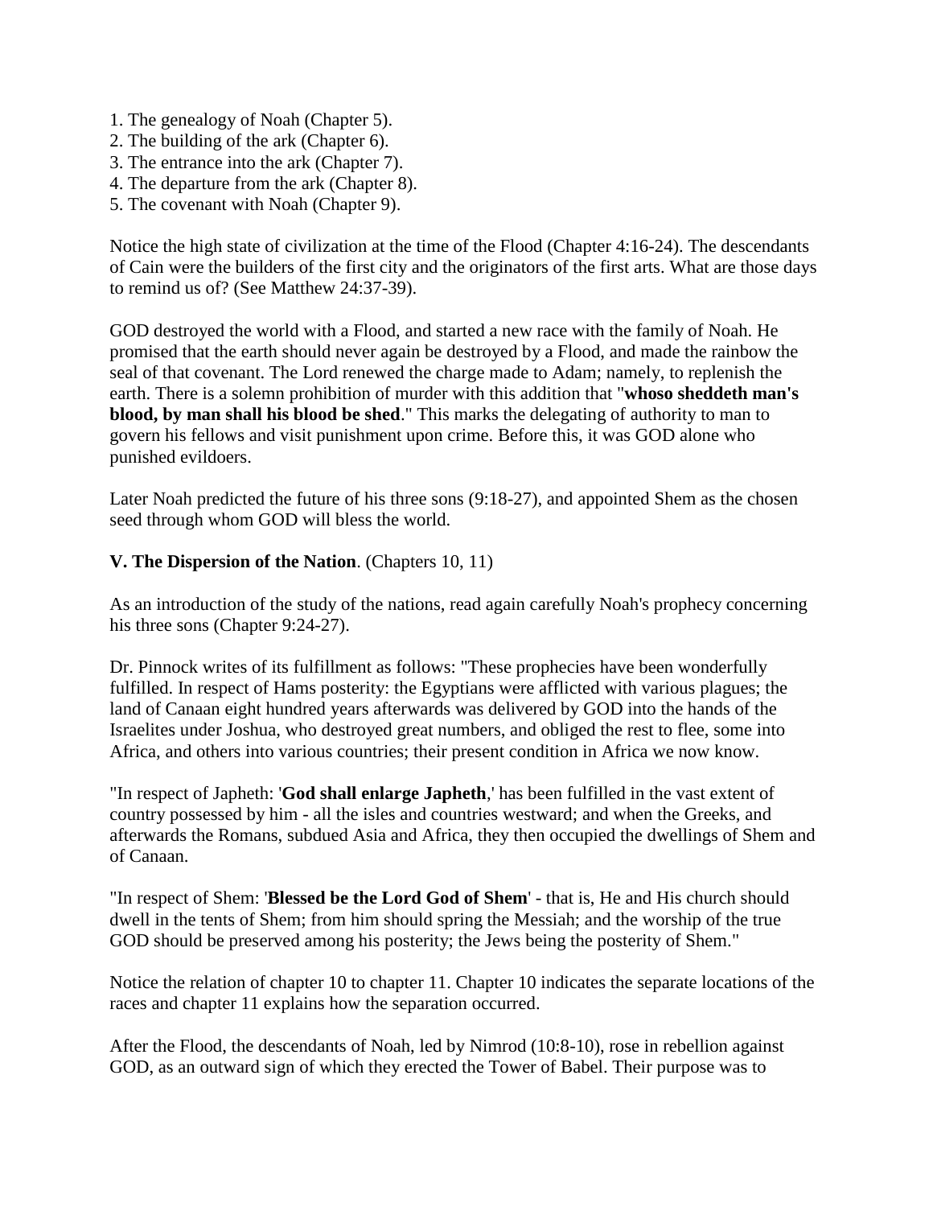1. The genealogy of Noah (Chapter 5).
2. The building of the ark (Chapter 6).
3. The entrance into the ark (Chapter 7).
4. The departure from the ark (Chapter 8).
5. The covenant with Noah (Chapter 9).

Notice the high state of civilization at the time of the Flood (Chapter 4:16-24). The descendants of Cain were the builders of the first city and the originators of the first arts. What are those days to remind us of? (See Matthew 24:37-39).

GOD destroyed the world with a Flood, and started a new race with the family of Noah. He promised that the earth should never again be destroyed by a Flood, and made the rainbow the seal of that covenant. The Lord renewed the charge made to Adam; namely, to replenish the earth. There is a solemn prohibition of murder with this addition that "**whoso sheddeth man's blood, by man shall his blood be shed**." This marks the delegating of authority to man to govern his fellows and visit punishment upon crime. Before this, it was GOD alone who punished evildoers.

Later Noah predicted the future of his three sons (9:18-27), and appointed Shem as the chosen seed through whom GOD will bless the world.

**V. The Dispersion of the Nation**. (Chapters 10, 11)

As an introduction of the study of the nations, read again carefully Noah's prophecy concerning his three sons (Chapter 9:24-27).

Dr. Pinnock writes of its fulfillment as follows: "These prophecies have been wonderfully fulfilled. In respect of Hams posterity: the Egyptians were afflicted with various plagues; the land of Canaan eight hundred years afterwards was delivered by GOD into the hands of the Israelites under Joshua, who destroyed great numbers, and obliged the rest to flee, some into Africa, and others into various countries; their present condition in Africa we now know.

"In respect of Japheth: '**God shall enlarge Japheth**,' has been fulfilled in the vast extent of country possessed by him - all the isles and countries westward; and when the Greeks, and afterwards the Romans, subdued Asia and Africa, they then occupied the dwellings of Shem and of Canaan.

"In respect of Shem: '**Blessed be the Lord God of Shem**' - that is, He and His church should dwell in the tents of Shem; from him should spring the Messiah; and the worship of the true GOD should be preserved among his posterity; the Jews being the posterity of Shem."

Notice the relation of chapter 10 to chapter 11. Chapter 10 indicates the separate locations of the races and chapter 11 explains how the separation occurred.

After the Flood, the descendants of Noah, led by Nimrod (10:8-10), rose in rebellion against GOD, as an outward sign of which they erected the Tower of Babel. Their purpose was to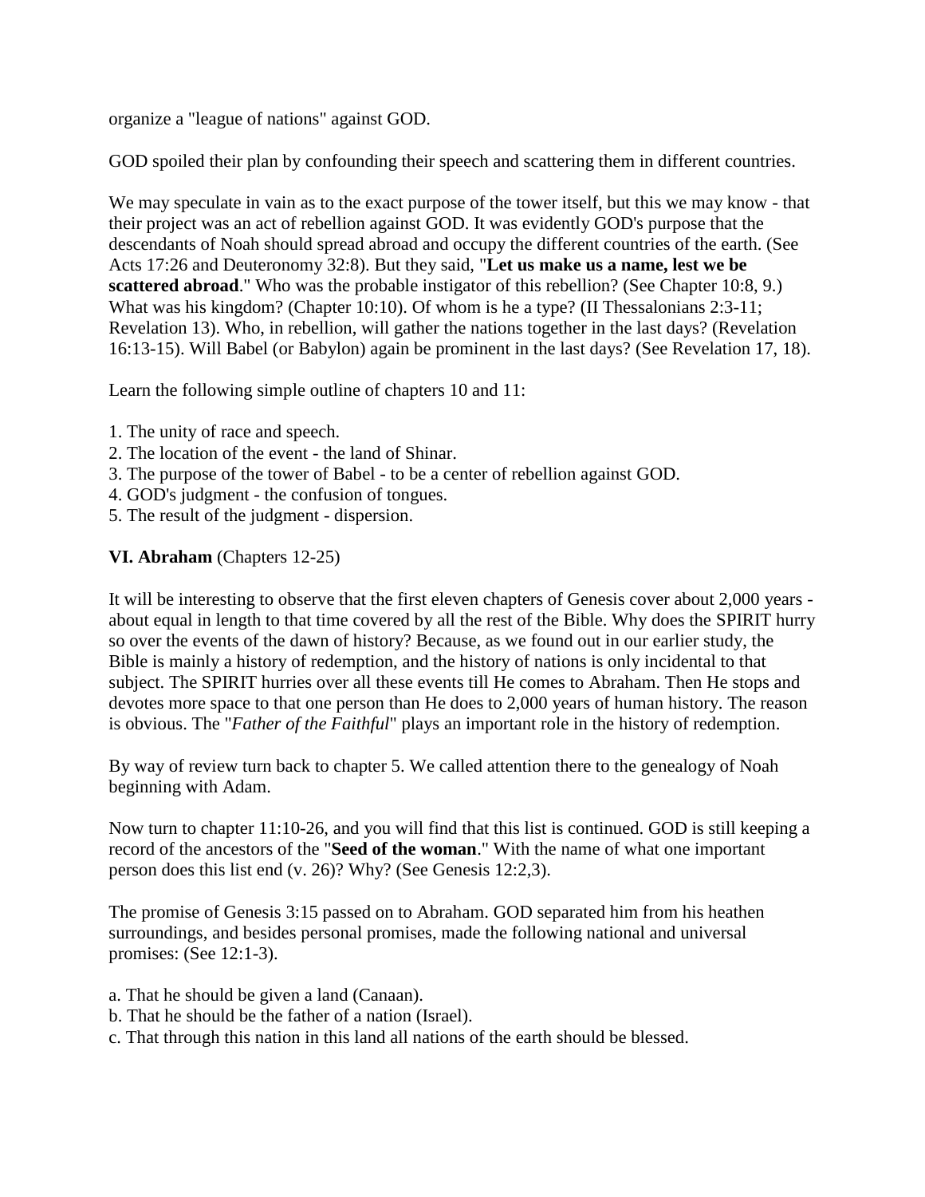organize a "league of nations" against GOD.

GOD spoiled their plan by confounding their speech and scattering them in different countries.

We may speculate in vain as to the exact purpose of the tower itself, but this we may know - that their project was an act of rebellion against GOD. It was evidently GOD's purpose that the descendants of Noah should spread abroad and occupy the different countries of the earth. (See Acts 17:26 and Deuteronomy 32:8). But they said, "**Let us make us a name, lest we be scattered abroad**." Who was the probable instigator of this rebellion? (See Chapter 10:8, 9.) What was his kingdom? (Chapter 10:10). Of whom is he a type? (II Thessalonians 2:3-11; Revelation 13). Who, in rebellion, will gather the nations together in the last days? (Revelation 16:13-15). Will Babel (or Babylon) again be prominent in the last days? (See Revelation 17, 18).

Learn the following simple outline of chapters 10 and 11:

1. The unity of race and speech.
2. The location of the event - the land of Shinar.
3. The purpose of the tower of Babel - to be a center of rebellion against GOD.
4. GOD's judgment - the confusion of tongues.
5. The result of the judgment - dispersion.

**VI. Abraham** (Chapters 12-25)

It will be interesting to observe that the first eleven chapters of Genesis cover about 2,000 years - about equal in length to that time covered by all the rest of the Bible. Why does the SPIRIT hurry so over the events of the dawn of history? Because, as we found out in our earlier study, the Bible is mainly a history of redemption, and the history of nations is only incidental to that subject. The SPIRIT hurries over all these events till He comes to Abraham. Then He stops and devotes more space to that one person than He does to 2,000 years of human history. The reason is obvious. The "*Father of the Faithful*" plays an important role in the history of redemption.

By way of review turn back to chapter 5. We called attention there to the genealogy of Noah beginning with Adam.

Now turn to chapter 11:10-26, and you will find that this list is continued. GOD is still keeping a record of the ancestors of the "**Seed of the woman**." With the name of what one important person does this list end (v. 26)? Why? (See Genesis 12:2,3).

The promise of Genesis 3:15 passed on to Abraham. GOD separated him from his heathen surroundings, and besides personal promises, made the following national and universal promises: (See 12:1-3).

a. That he should be given a land (Canaan).
b. That he should be the father of a nation (Israel).
c. That through this nation in this land all nations of the earth should be blessed.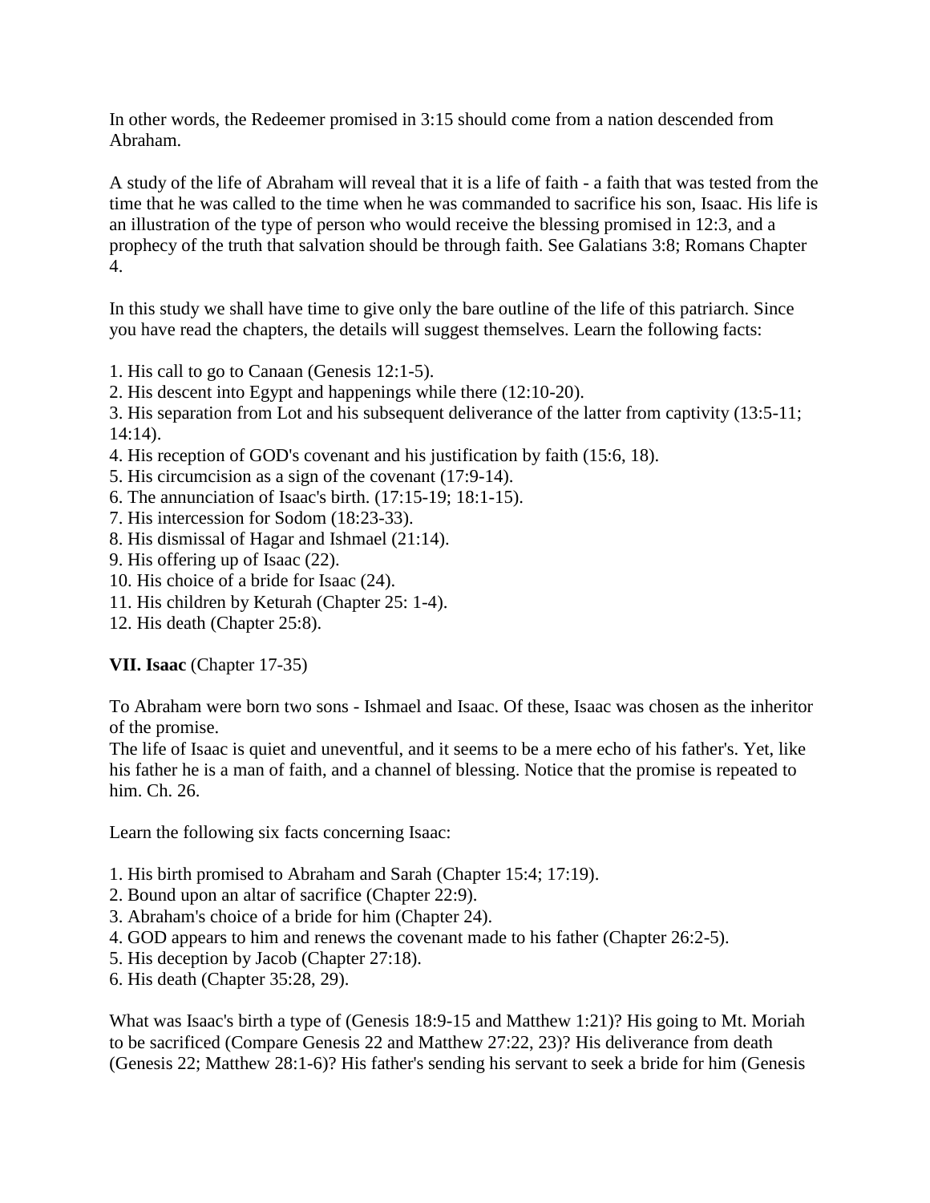In other words, the Redeemer promised in 3:15 should come from a nation descended from Abraham.

A study of the life of Abraham will reveal that it is a life of faith - a faith that was tested from the time that he was called to the time when he was commanded to sacrifice his son, Isaac. His life is an illustration of the type of person who would receive the blessing promised in 12:3, and a prophecy of the truth that salvation should be through faith. See Galatians 3:8; Romans Chapter 4.

In this study we shall have time to give only the bare outline of the life of this patriarch. Since you have read the chapters, the details will suggest themselves. Learn the following facts:

1. His call to go to Canaan (Genesis 12:1-5).
2. His descent into Egypt and happenings while there (12:10-20).
3. His separation from Lot and his subsequent deliverance of the latter from captivity (13:5-11; 14:14).
4. His reception of GOD's covenant and his justification by faith (15:6, 18).
5. His circumcision as a sign of the covenant (17:9-14).
6. The annunciation of Isaac's birth. (17:15-19; 18:1-15).
7. His intercession for Sodom (18:23-33).
8. His dismissal of Hagar and Ishmael (21:14).
9. His offering up of Isaac (22).
10. His choice of a bride for Isaac (24).
11. His children by Keturah (Chapter 25: 1-4).
12. His death (Chapter 25:8).

**VII. Isaac** (Chapter 17-35)

To Abraham were born two sons - Ishmael and Isaac. Of these, Isaac was chosen as the inheritor of the promise.
The life of Isaac is quiet and uneventful, and it seems to be a mere echo of his father's. Yet, like his father he is a man of faith, and a channel of blessing. Notice that the promise is repeated to him. Ch. 26.

Learn the following six facts concerning Isaac:

1. His birth promised to Abraham and Sarah (Chapter 15:4; 17:19).
2. Bound upon an altar of sacrifice (Chapter 22:9).
3. Abraham's choice of a bride for him (Chapter 24).
4. GOD appears to him and renews the covenant made to his father (Chapter 26:2-5).
5. His deception by Jacob (Chapter 27:18).
6. His death (Chapter 35:28, 29).

What was Isaac's birth a type of (Genesis 18:9-15 and Matthew 1:21)? His going to Mt. Moriah to be sacrificed (Compare Genesis 22 and Matthew 27:22, 23)? His deliverance from death (Genesis 22; Matthew 28:1-6)? His father's sending his servant to seek a bride for him (Genesis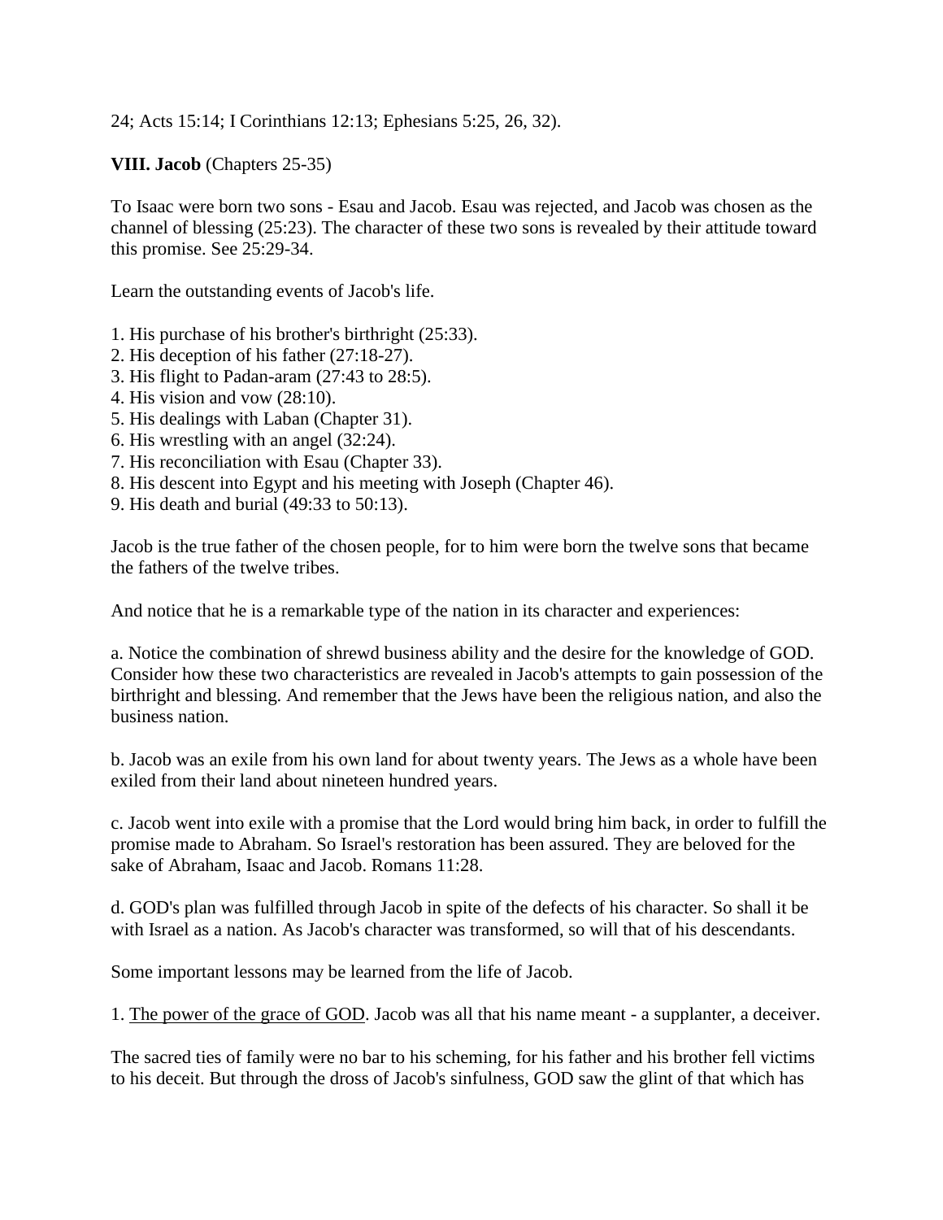24; Acts 15:14; I Corinthians 12:13; Ephesians 5:25, 26, 32).

**VIII. Jacob** (Chapters 25-35)

To Isaac were born two sons - Esau and Jacob. Esau was rejected, and Jacob was chosen as the channel of blessing (25:23). The character of these two sons is revealed by their attitude toward this promise. See 25:29-34.

Learn the outstanding events of Jacob's life.

1. His purchase of his brother's birthright (25:33).
2. His deception of his father (27:18-27).
3. His flight to Padan-aram (27:43 to 28:5).
4. His vision and vow (28:10).
5. His dealings with Laban (Chapter 31).
6. His wrestling with an angel (32:24).
7. His reconciliation with Esau (Chapter 33).
8. His descent into Egypt and his meeting with Joseph (Chapter 46).
9. His death and burial (49:33 to 50:13).

Jacob is the true father of the chosen people, for to him were born the twelve sons that became the fathers of the twelve tribes.

And notice that he is a remarkable type of the nation in its character and experiences:

a. Notice the combination of shrewd business ability and the desire for the knowledge of GOD. Consider how these two characteristics are revealed in Jacob's attempts to gain possession of the birthright and blessing. And remember that the Jews have been the religious nation, and also the business nation.

b. Jacob was an exile from his own land for about twenty years. The Jews as a whole have been exiled from their land about nineteen hundred years.

c. Jacob went into exile with a promise that the Lord would bring him back, in order to fulfill the promise made to Abraham. So Israel's restoration has been assured. They are beloved for the sake of Abraham, Isaac and Jacob. Romans 11:28.

d. GOD's plan was fulfilled through Jacob in spite of the defects of his character. So shall it be with Israel as a nation. As Jacob's character was transformed, so will that of his descendants.

Some important lessons may be learned from the life of Jacob.

1. <u>The power of the grace of GOD</u>. Jacob was all that his name meant - a supplanter, a deceiver.

The sacred ties of family were no bar to his scheming, for his father and his brother fell victims to his deceit. But through the dross of Jacob's sinfulness, GOD saw the glint of that which has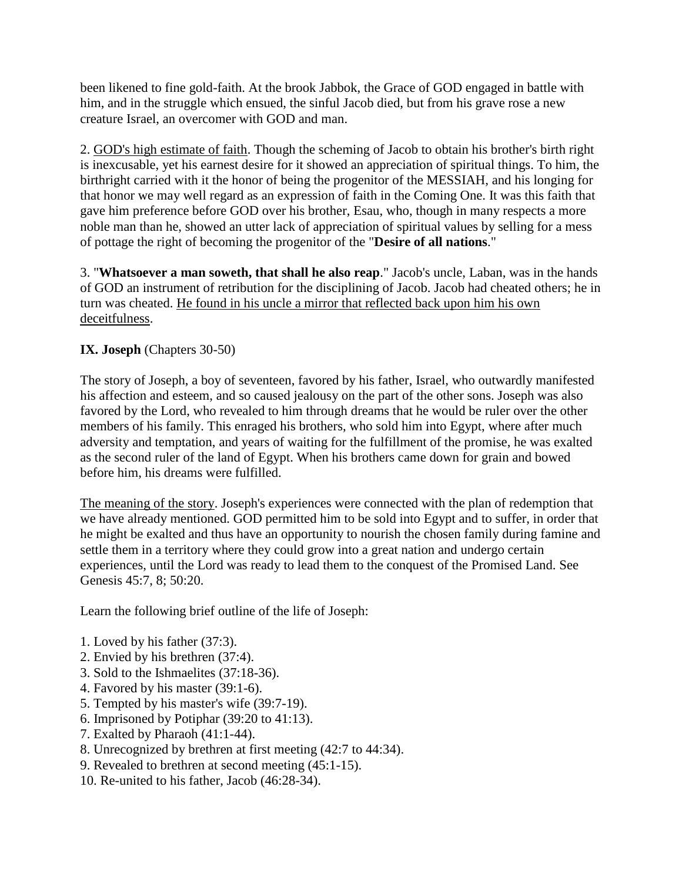been likened to fine gold-faith. At the brook Jabbok, the Grace of GOD engaged in battle with him, and in the struggle which ensued, the sinful Jacob died, but from his grave rose a new creature Israel, an overcomer with GOD and man.

2. <u>GOD's high estimate of faith</u>. Though the scheming of Jacob to obtain his brother's birth right is inexcusable, yet his earnest desire for it showed an appreciation of spiritual things. To him, the birthright carried with it the honor of being the progenitor of the MESSIAH, and his longing for that honor we may well regard as an expression of faith in the Coming One. It was this faith that gave him preference before GOD over his brother, Esau, who, though in many respects a more noble man than he, showed an utter lack of appreciation of spiritual values by selling for a mess of pottage the right of becoming the progenitor of the "**Desire of all nations**."

3. "**Whatsoever a man soweth, that shall he also reap**." Jacob's uncle, Laban, was in the hands of GOD an instrument of retribution for the disciplining of Jacob. Jacob had cheated others; he in turn was cheated. <u>He found in his uncle a mirror that reflected back upon him his own deceitfulness</u>.

**IX. Joseph** (Chapters 30-50)

The story of Joseph, a boy of seventeen, favored by his father, Israel, who outwardly manifested his affection and esteem, and so caused jealousy on the part of the other sons. Joseph was also favored by the Lord, who revealed to him through dreams that he would be ruler over the other members of his family. This enraged his brothers, who sold him into Egypt, where after much adversity and temptation, and years of waiting for the fulfillment of the promise, he was exalted as the second ruler of the land of Egypt. When his brothers came down for grain and bowed before him, his dreams were fulfilled.

<u>The meaning of the story</u>. Joseph's experiences were connected with the plan of redemption that we have already mentioned. GOD permitted him to be sold into Egypt and to suffer, in order that he might be exalted and thus have an opportunity to nourish the chosen family during famine and settle them in a territory where they could grow into a great nation and undergo certain experiences, until the Lord was ready to lead them to the conquest of the Promised Land. See Genesis 45:7, 8; 50:20.

Learn the following brief outline of the life of Joseph:

1. Loved by his father (37:3).
2. Envied by his brethren (37:4).
3. Sold to the Ishmaelites (37:18-36).
4. Favored by his master (39:1-6).
5. Tempted by his master's wife (39:7-19).
6. Imprisoned by Potiphar (39:20 to 41:13).
7. Exalted by Pharaoh (41:1-44).
8. Unrecognized by brethren at first meeting (42:7 to 44:34).
9. Revealed to brethren at second meeting (45:1-15).
10. Re-united to his father, Jacob (46:28-34).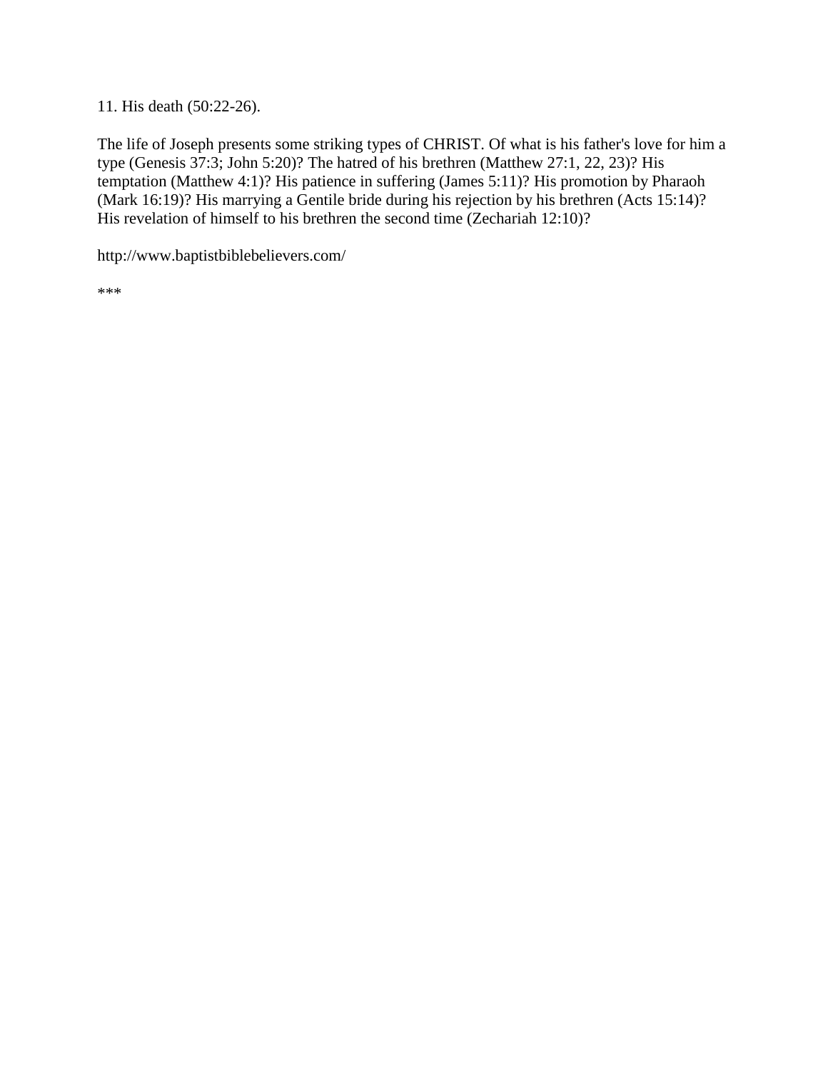11. His death (50:22-26).

The life of Joseph presents some striking types of CHRIST. Of what is his father's love for him a type (Genesis 37:3; John 5:20)? The hatred of his brethren (Matthew 27:1, 22, 23)? His temptation (Matthew 4:1)? His patience in suffering (James 5:11)? His promotion by Pharaoh (Mark 16:19)? His marrying a Gentile bride during his rejection by his brethren (Acts 15:14)? His revelation of himself to his brethren the second time (Zechariah 12:10)?

http://www.baptistbiblebelievers.com/

***